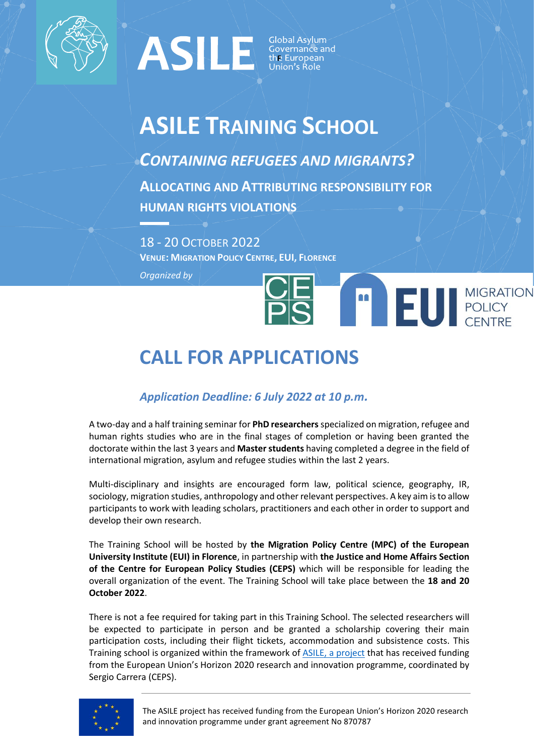ASILE Global Asylum Governance and the European Union's Role

# ASILE Training School

## *Containing Refugees and Migrants?*

### Allocating and Attributing Responsibility for Human Rights Violations

18 - 20 October 2022

**Venue: Migration Policy Centre, EUI, Florence**

*Organized by*

CEPS | EUI Migration Policy Centre

# CALL FOR APPLICATIONS

### *Application Deadline: 6 July 2022 at 10 p.m.*

A two-day and a half training seminar for **PhD researchers** specialized on migration, refugee and human rights studies who are in the final stages of completion or having been granted the doctorate within the last 3 years and **Master students** having completed a degree in the field of international migration, asylum and refugee studies within the last 2 years.

Multi-disciplinary and insights are encouraged form law, political science, geography, IR, sociology, migration studies, anthropology and other relevant perspectives. A key aim is to allow participants to work with leading scholars, practitioners and each other in order to support and develop their own research.

The Training School will be hosted by **the Migration Policy Centre (MPC) of the European University Institute (EUI) in Florence**, in partnership with **the Justice and Home Affairs Section of the Centre for European Policy Studies (CEPS)** which will be responsible for leading the overall organization of the event. The Training School will take place between the **18 and 20 October 2022**.

There is not a fee required for taking part in this Training School. The selected researchers will be expected to participate in person and be granted a scholarship covering their main participation costs, including their flight tickets, accommodation and subsistence costs. This Training school is organized within the framework of ASILE, a project that has received funding from the European Union's Horizon 2020 research and innovation programme, coordinated by Sergio Carrera (CEPS).

The ASILE project has received funding from the European Union's Horizon 2020 research and innovation programme under grant agreement No 870737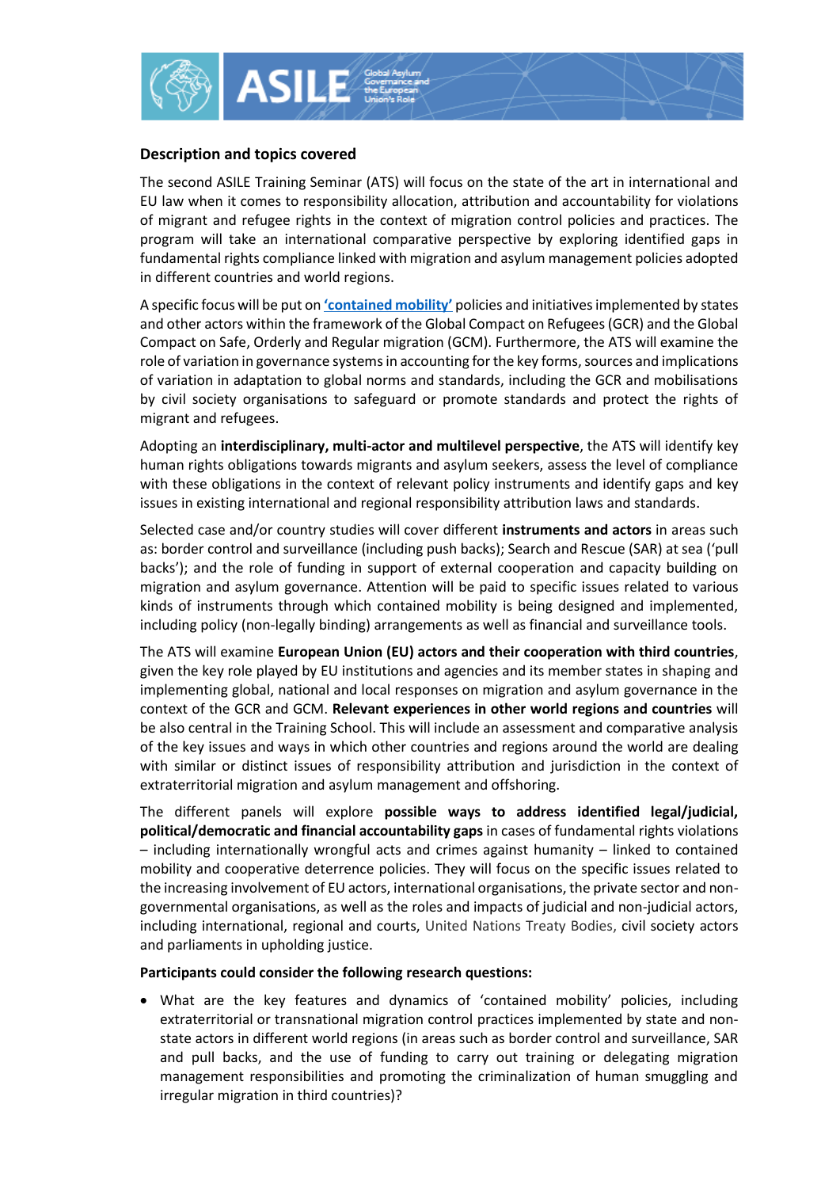## Description and topics covered

The second ASILE Training Seminar (ATS) will focus on the state of the art in international and EU law when it comes to responsibility allocation, attribution and accountability for violations of migrant and refugee rights in the context of migration control policies and practices. The program will take an international comparative perspective by exploring identified gaps in fundamental rights compliance linked with migration and asylum management policies adopted in different countries and world regions.

A specific focus will be put on **'contained mobility'** policies and initiatives implemented by states and other actors within the framework of the Global Compact on Refugees (GCR) and the Global Compact on Safe, Orderly and Regular migration (GCM). Furthermore, the ATS will examine the role of variation in governance systems in accounting for the key forms, sources and implications of variation in adaptation to global norms and standards, including the GCR and mobilisations by civil society organisations to safeguard or promote standards and protect the rights of migrant and refugees.

Adopting an **interdisciplinary, multi-actor and multilevel perspective**, the ATS will identify key human rights obligations towards migrants and asylum seekers, assess the level of compliance with these obligations in the context of relevant policy instruments and identify gaps and key issues in existing international and regional responsibility attribution laws and standards.

Selected case and/or country studies will cover different **instruments and actors** in areas such as: border control and surveillance (including push backs); Search and Rescue (SAR) at sea ('pull backs'); and the role of funding in support of external cooperation and capacity building on migration and asylum governance. Attention will be paid to specific issues related to various kinds of instruments through which contained mobility is being designed and implemented, including policy (non-legally binding) arrangements as well as financial and surveillance tools.

The ATS will examine **European Union (EU) actors and their cooperation with third countries**, given the key role played by EU institutions and agencies and its member states in shaping and implementing global, national and local responses on migration and asylum governance in the context of the GCR and GCM. **Relevant experiences in other world regions and countries** will be also central in the Training School. This will include an assessment and comparative analysis of the key issues and ways in which other countries and regions around the world are dealing with similar or distinct issues of responsibility attribution and jurisdiction in the context of extraterritorial migration and asylum management and offshoring.

The different panels will explore **possible ways to address identified legal/judicial, political/democratic and financial accountability gaps** in cases of fundamental rights violations – including internationally wrongful acts and crimes against humanity – linked to contained mobility and cooperative deterrence policies. They will focus on the specific issues related to the increasing involvement of EU actors, international organisations, the private sector and non-governmental organisations, as well as the roles and impacts of judicial and non-judicial actors, including international, regional and courts, United Nations Treaty Bodies, civil society actors and parliaments in upholding justice.

**Participants could consider the following research questions:**

- What are the key features and dynamics of 'contained mobility' policies, including extraterritorial or transnational migration control practices implemented by state and non-state actors in different world regions (in areas such as border control and surveillance, SAR and pull backs, and the use of funding to carry out training or delegating migration management responsibilities and promoting the criminalization of human smuggling and irregular migration in third countries)?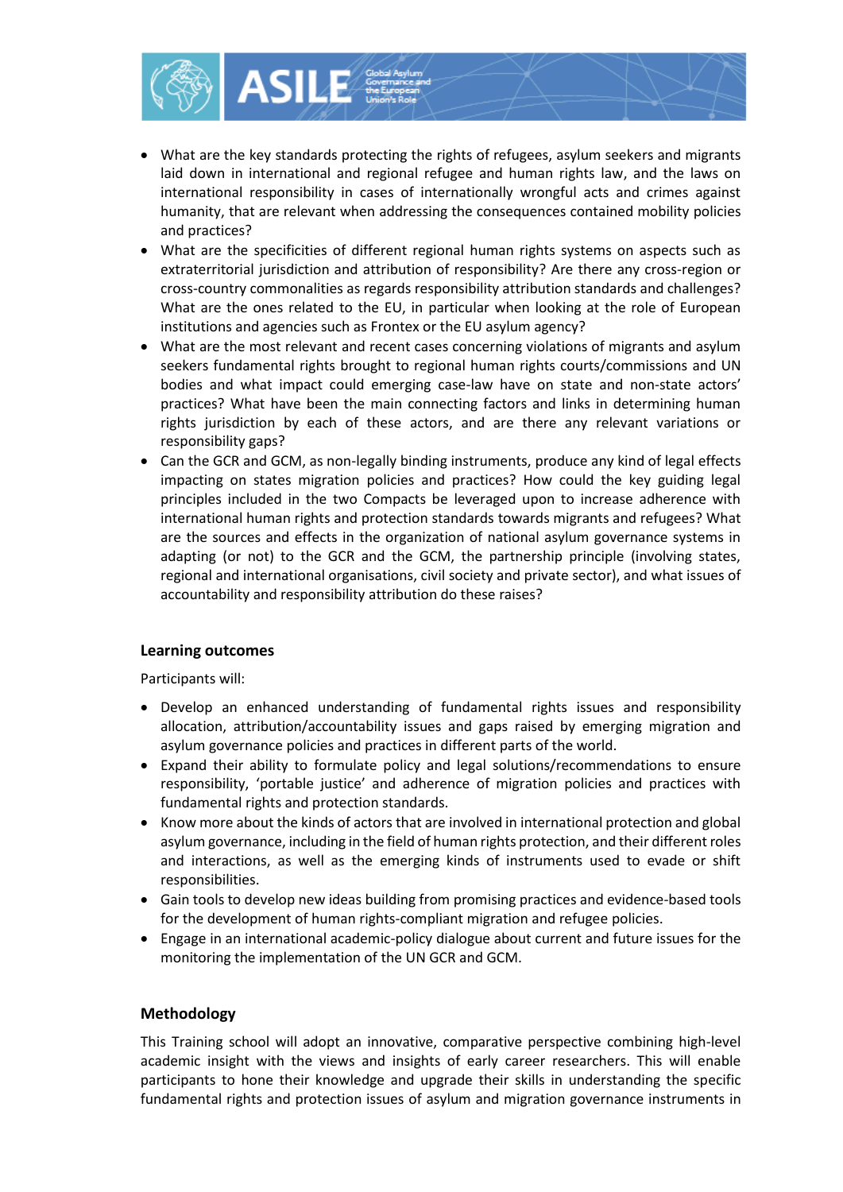- What are the key standards protecting the rights of refugees, asylum seekers and migrants laid down in international and regional refugee and human rights law, and the laws on international responsibility in cases of internationally wrongful acts and crimes against humanity, that are relevant when addressing the consequences contained mobility policies and practices?
- What are the specificities of different regional human rights systems on aspects such as extraterritorial jurisdiction and attribution of responsibility? Are there any cross-region or cross-country commonalities as regards responsibility attribution standards and challenges? What are the ones related to the EU, in particular when looking at the role of European institutions and agencies such as Frontex or the EU asylum agency?
- What are the most relevant and recent cases concerning violations of migrants and asylum seekers fundamental rights brought to regional human rights courts/commissions and UN bodies and what impact could emerging case-law have on state and non-state actors' practices? What have been the main connecting factors and links in determining human rights jurisdiction by each of these actors, and are there any relevant variations or responsibility gaps?
- Can the GCR and GCM, as non-legally binding instruments, produce any kind of legal effects impacting on states migration policies and practices? How could the key guiding legal principles included in the two Compacts be leveraged upon to increase adherence with international human rights and protection standards towards migrants and refugees? What are the sources and effects in the organization of national asylum governance systems in adapting (or not) to the GCR and the GCM, the partnership principle (involving states, regional and international organisations, civil society and private sector), and what issues of accountability and responsibility attribution do these raises?

### Learning outcomes

Participants will:

- Develop an enhanced understanding of fundamental rights issues and responsibility allocation, attribution/accountability issues and gaps raised by emerging migration and asylum governance policies and practices in different parts of the world.
- Expand their ability to formulate policy and legal solutions/recommendations to ensure responsibility, 'portable justice' and adherence of migration policies and practices with fundamental rights and protection standards.
- Know more about the kinds of actors that are involved in international protection and global asylum governance, including in the field of human rights protection, and their different roles and interactions, as well as the emerging kinds of instruments used to evade or shift responsibilities.
- Gain tools to develop new ideas building from promising practices and evidence-based tools for the development of human rights-compliant migration and refugee policies.
- Engage in an international academic-policy dialogue about current and future issues for the monitoring the implementation of the UN GCR and GCM.

### Methodology

This Training school will adopt an innovative, comparative perspective combining high-level academic insight with the views and insights of early career researchers. This will enable participants to hone their knowledge and upgrade their skills in understanding the specific fundamental rights and protection issues of asylum and migration governance instruments in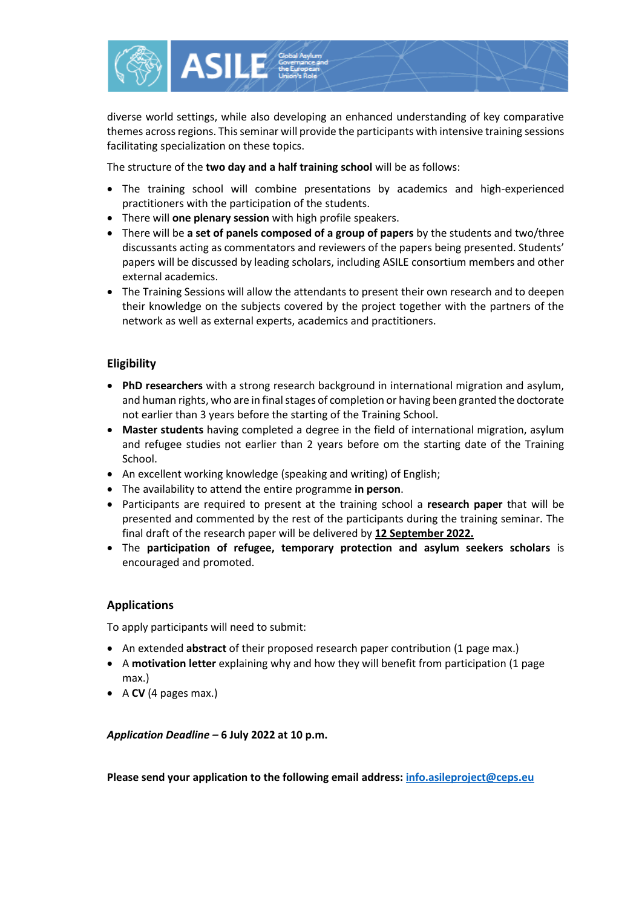diverse world settings, while also developing an enhanced understanding of key comparative themes across regions. This seminar will provide the participants with intensive training sessions facilitating specialization on these topics.

The structure of the **two day and a half training school** will be as follows:

- The training school will combine presentations by academics and high-experienced practitioners with the participation of the students.
- There will **one plenary session** with high profile speakers.
- There will be **a set of panels composed of a group of papers** by the students and two/three discussants acting as commentators and reviewers of the papers being presented. Students' papers will be discussed by leading scholars, including ASILE consortium members and other external academics.
- The Training Sessions will allow the attendants to present their own research and to deepen their knowledge on the subjects covered by the project together with the partners of the network as well as external experts, academics and practitioners.

## Eligibility

- **PhD researchers** with a strong research background in international migration and asylum, and human rights, who are in final stages of completion or having been granted the doctorate not earlier than 3 years before the starting of the Training School.
- **Master students** having completed a degree in the field of international migration, asylum and refugee studies not earlier than 2 years before om the starting date of the Training School.
- An excellent working knowledge (speaking and writing) of English;
- The availability to attend the entire programme **in person**.
- Participants are required to present at the training school a **research paper** that will be presented and commented by the rest of the participants during the training seminar. The final draft of the research paper will be delivered by **12 September 2022.**
- The **participation of refugee, temporary protection and asylum seekers scholars** is encouraged and promoted.

## Applications

To apply participants will need to submit:

- An extended **abstract** of their proposed research paper contribution (1 page max.)
- A **motivation letter** explaining why and how they will benefit from participation (1 page max.)
- A **CV** (4 pages max.)

***Application Deadline* – 6 July 2022 at 10 p.m.**

**Please send your application to the following email address: info.asileproject@ceps.eu**